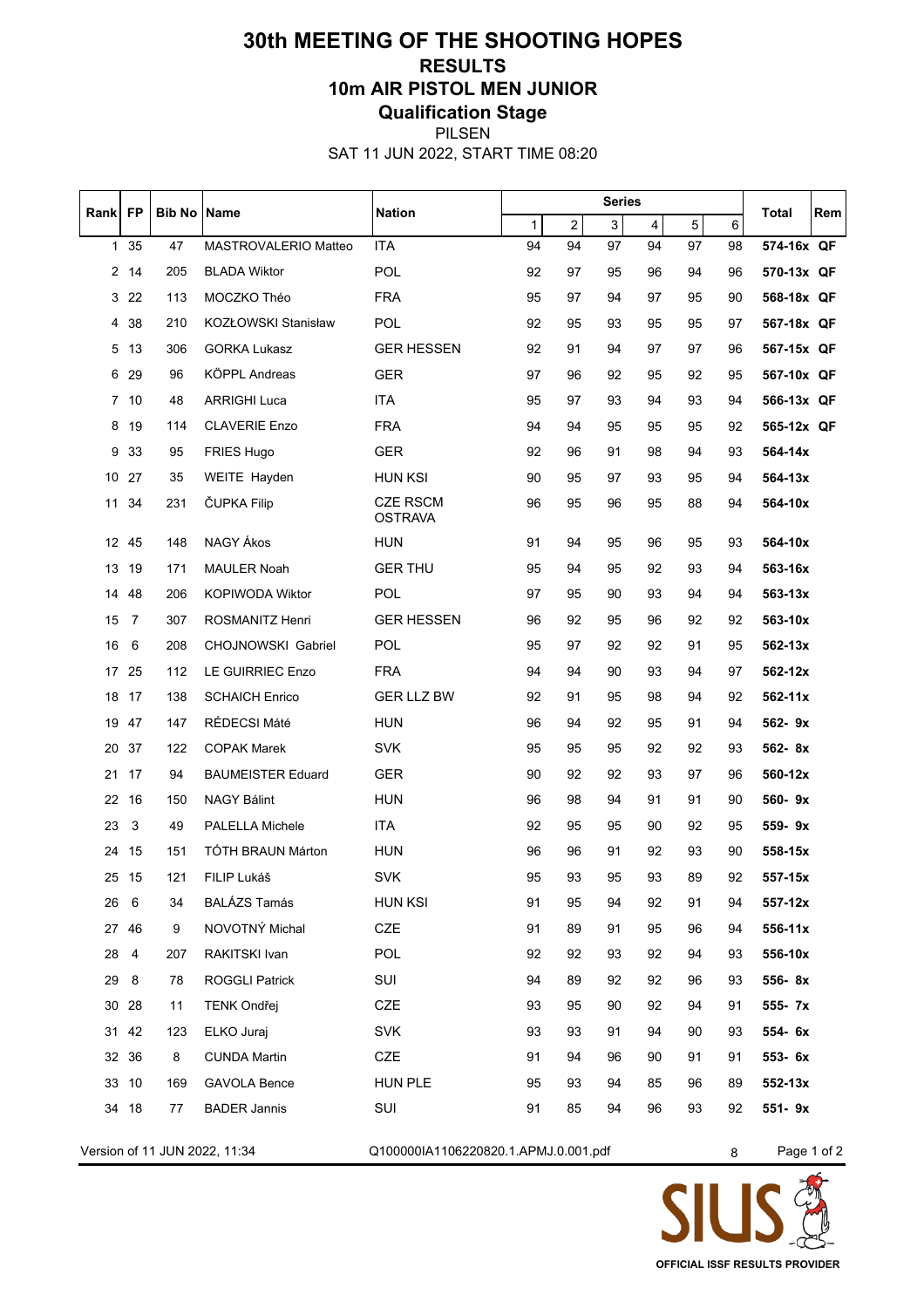# 30th MEETING OF THE SHOOTING HOPES

## RESULTS

## 10m AIR PISTOL MEN JUNIOR

### Qualification Stage

PILSEN

SAT 11 JUN 2022, START TIME 08:20

| Rank | FP | Bib No | Name | Nation | Series | | | | | | Total | Rem |
|---|---|---|---|---|---|---|---|---|---|---|---|---|
| | | | | | 1 | 2 | 3 | 4 | 5 | 6 | | |
| 1 | 35 | 47 | MASTROVALERIO Matteo | ITA | 94 | 94 | 97 | 94 | 97 | 98 | 574-16x | QF |
| 2 | 14 | 205 | BLADA Wiktor | POL | 92 | 97 | 95 | 96 | 94 | 96 | 570-13x | QF |
| 3 | 22 | 113 | MOCZKO Théo | FRA | 95 | 97 | 94 | 97 | 95 | 90 | 568-18x | QF |
| 4 | 38 | 210 | KOZŁOWSKI Stanisław | POL | 92 | 95 | 93 | 95 | 95 | 97 | 567-18x | QF |
| 5 | 13 | 306 | GORKA Lukasz | GER HESSEN | 92 | 91 | 94 | 97 | 97 | 96 | 567-15x | QF |
| 6 | 29 | 96 | KÖPPL Andreas | GER | 97 | 96 | 92 | 95 | 92 | 95 | 567-10x | QF |
| 7 | 10 | 48 | ARRIGHI Luca | ITA | 95 | 97 | 93 | 94 | 93 | 94 | 566-13x | QF |
| 8 | 19 | 114 | CLAVERIE Enzo | FRA | 94 | 94 | 95 | 95 | 95 | 92 | 565-12x | QF |
| 9 | 33 | 95 | FRIES Hugo | GER | 92 | 96 | 91 | 98 | 94 | 93 | 564-14x | |
| 10 | 27 | 35 | WEITE Hayden | HUN KSI | 90 | 95 | 97 | 93 | 95 | 94 | 564-13x | |
| 11 | 34 | 231 | ČUPKA Filip | CZE RSCM OSTRAVA | 96 | 95 | 96 | 95 | 88 | 94 | 564-10x | |
| 12 | 45 | 148 | NAGY Ákos | HUN | 91 | 94 | 95 | 96 | 95 | 93 | 564-10x | |
| 13 | 19 | 171 | MAULER Noah | GER THU | 95 | 94 | 95 | 92 | 93 | 94 | 563-16x | |
| 14 | 48 | 206 | KOPIWODA Wiktor | POL | 97 | 95 | 90 | 93 | 94 | 94 | 563-13x | |
| 15 | 7 | 307 | ROSMANITZ Henri | GER HESSEN | 96 | 92 | 95 | 96 | 92 | 92 | 563-10x | |
| 16 | 6 | 208 | CHOJNOWSKI Gabriel | POL | 95 | 97 | 92 | 92 | 91 | 95 | 562-13x | |
| 17 | 25 | 112 | LE GUIRRIEC Enzo | FRA | 94 | 94 | 90 | 93 | 94 | 97 | 562-12x | |
| 18 | 17 | 138 | SCHAICH Enrico | GER LLZ BW | 92 | 91 | 95 | 98 | 94 | 92 | 562-11x | |
| 19 | 47 | 147 | RÉDECSI Máté | HUN | 96 | 94 | 92 | 95 | 91 | 94 | 562- 9x | |
| 20 | 37 | 122 | COPAK Marek | SVK | 95 | 95 | 95 | 92 | 92 | 93 | 562- 8x | |
| 21 | 17 | 94 | BAUMEISTER Eduard | GER | 90 | 92 | 92 | 93 | 97 | 96 | 560-12x | |
| 22 | 16 | 150 | NAGY Bálint | HUN | 96 | 98 | 94 | 91 | 91 | 90 | 560- 9x | |
| 23 | 3 | 49 | PALELLA Michele | ITA | 92 | 95 | 95 | 90 | 92 | 95 | 559- 9x | |
| 24 | 15 | 151 | TÓTH BRAUN Márton | HUN | 96 | 96 | 91 | 92 | 93 | 90 | 558-15x | |
| 25 | 15 | 121 | FILIP Lukáš | SVK | 95 | 93 | 95 | 93 | 89 | 92 | 557-15x | |
| 26 | 6 | 34 | BALÁZS Tamás | HUN KSI | 91 | 95 | 94 | 92 | 91 | 94 | 557-12x | |
| 27 | 46 | 9 | NOVOTNÝ Michal | CZE | 91 | 89 | 91 | 95 | 96 | 94 | 556-11x | |
| 28 | 4 | 207 | RAKITSKI Ivan | POL | 92 | 92 | 93 | 92 | 94 | 93 | 556-10x | |
| 29 | 8 | 78 | ROGGLI Patrick | SUI | 94 | 89 | 92 | 92 | 96 | 93 | 556- 8x | |
| 30 | 28 | 11 | TENK Ondřej | CZE | 93 | 95 | 90 | 92 | 94 | 91 | 555- 7x | |
| 31 | 42 | 123 | ELKO Juraj | SVK | 93 | 93 | 91 | 94 | 90 | 93 | 554- 6x | |
| 32 | 36 | 8 | CUNDA Martin | CZE | 91 | 94 | 96 | 90 | 91 | 91 | 553- 6x | |
| 33 | 10 | 169 | GAVOLA Bence | HUN PLE | 95 | 93 | 94 | 85 | 96 | 89 | 552-13x | |
| 34 | 18 | 77 | BADER Jannis | SUI | 91 | 85 | 94 | 96 | 93 | 92 | 551- 9x | |

Version of 11 JUN 2022, 11:34 Q100000IA1106220820.1.APMJ.0.001.pdf 8

OFFICIAL ISSF RESULTS PROVIDER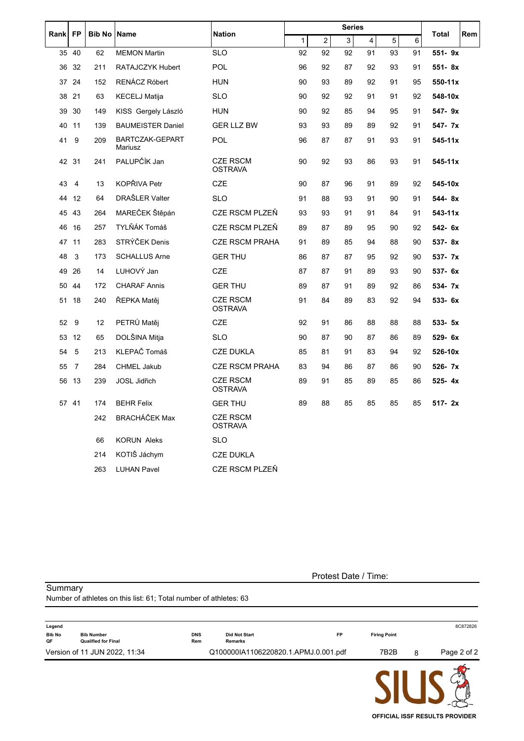| Rank | FP | Bib No | Name | Nation | Series | | | | | | Total | Rem |
|---|---|---|---|---|---|---|---|---|---|---|---|---|
| | | | | | 1 | 2 | 3 | 4 | 5 | 6 | | |
| 35 | 40 | 62 | MEMON Martin | SLO | 92 | 92 | 92 | 91 | 93 | 91 | **551- 9x** | |
| 36 | 32 | 211 | RATAJCZYK Hubert | POL | 96 | 92 | 87 | 92 | 93 | 91 | **551- 8x** | |
| 37 | 24 | 152 | RENÁCZ Róbert | HUN | 90 | 93 | 89 | 92 | 91 | 95 | **550-11x** | |
| 38 | 21 | 63 | KECELJ Matija | SLO | 90 | 92 | 92 | 91 | 91 | 92 | **548-10x** | |
| 39 | 30 | 149 | KISS Gergely László | HUN | 90 | 92 | 85 | 94 | 95 | 91 | **547- 9x** | |
| 40 | 11 | 139 | BAUMEISTER Daniel | GER LLZ BW | 93 | 93 | 89 | 89 | 92 | 91 | **547- 7x** | |
| 41 | 9 | 209 | BARTCZAK-GEPART Mariusz | POL | 96 | 87 | 87 | 91 | 93 | 91 | **545-11x** | |
| 42 | 31 | 241 | PALUPČÍK Jan | CZE RSCM OSTRAVA | 90 | 92 | 93 | 86 | 93 | 91 | **545-11x** | |
| 43 | 4 | 13 | KOPŘIVA Petr | CZE | 90 | 87 | 96 | 91 | 89 | 92 | **545-10x** | |
| 44 | 12 | 64 | DRAŠLER Valter | SLO | 91 | 88 | 93 | 91 | 90 | 91 | **544- 8x** | |
| 45 | 43 | 264 | MAREČEK Štěpán | CZE RSCM PLZEŇ | 93 | 93 | 91 | 91 | 84 | 91 | **543-11x** | |
| 46 | 16 | 257 | TYLŇÁK Tomáš | CZE RSCM PLZEŇ | 89 | 87 | 89 | 95 | 90 | 92 | **542- 6x** | |
| 47 | 11 | 283 | STRÝČEK Denis | CZE RSCM PRAHA | 91 | 89 | 85 | 94 | 88 | 90 | **537- 8x** | |
| 48 | 3 | 173 | SCHALLUS Arne | GER THU | 86 | 87 | 87 | 95 | 92 | 90 | **537- 7x** | |
| 49 | 26 | 14 | LUHOVÝ Jan | CZE | 87 | 87 | 91 | 89 | 93 | 90 | **537- 6x** | |
| 50 | 44 | 172 | CHARAF Annis | GER THU | 89 | 87 | 91 | 89 | 92 | 86 | **534- 7x** | |
| 51 | 18 | 240 | ŘEPKA Matěj | CZE RSCM OSTRAVA | 91 | 84 | 89 | 83 | 92 | 94 | **533- 6x** | |
| 52 | 9 | 12 | PETRŮ Matěj | CZE | 92 | 91 | 86 | 88 | 88 | 88 | **533- 5x** | |
| 53 | 12 | 65 | DOLŠINA Mitja | SLO | 90 | 87 | 90 | 87 | 86 | 89 | **529- 6x** | |
| 54 | 5 | 213 | KLEPAČ Tomáš | CZE DUKLA | 85 | 81 | 91 | 83 | 94 | 92 | **526-10x** | |
| 55 | 7 | 284 | CHMEL Jakub | CZE RSCM PRAHA | 83 | 94 | 86 | 87 | 86 | 90 | **526- 7x** | |
| 56 | 13 | 239 | JOSL Jidřich | CZE RSCM OSTRAVA | 89 | 91 | 85 | 89 | 85 | 86 | **525- 4x** | |
| 57 | 41 | 174 | BEHR Felix | GER THU | 89 | 88 | 85 | 85 | 85 | 85 | **517- 2x** | |
| | | 242 | BRACHÁČEK Max | CZE RSCM OSTRAVA | | | | | | | | |
| | | 66 | KORUN Aleks | SLO | | | | | | | | |
| | | 214 | KOTIŠ Jáchym | CZE DUKLA | | | | | | | | |
| | | 263 | LUHAN Pavel | CZE RSCM PLZEŇ | | | | | | | | |

Protest Date / Time:

Summary

Number of athletes on this list: 61; Total number of athletes: 63

**Legend**

| | | | | | |
|---|---|---|---|---|---|
| **Bib No** | **Bib Number** | **DNS** | **Did Not Start** | **FP** | **Firing Point** |
| **QF** | **Qualified for Final** | **Rem** | **Remarks** | | |

8C872826

Version of 11 JUN 2022, 11:34 Q100000IA1106220820.1.APMJ.0.001.pdf 7B2B 8

SIUS

OFFICIAL ISSF RESULTS PROVIDER